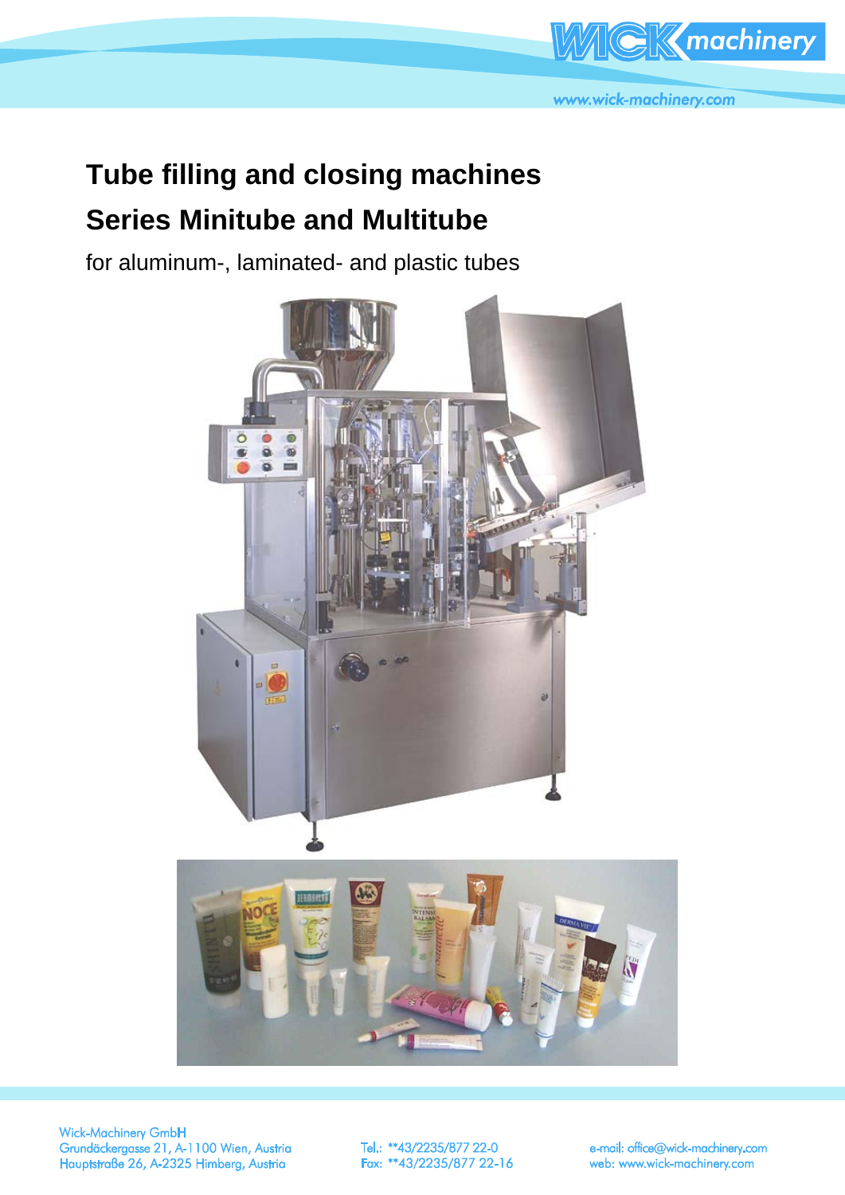# Tube filling and closing machines

# Series Minitube and Multitube

for aluminum-, laminated- and plastic tubes

Wick-Machinery GmbH
Grundäckergasse 21, A-1100 Wien, Austria
Hauptstraße 26, A-2325 Himberg, Austria

Tel.: **43/2235/877 22-0
Fax: **43/2235/877 22-16

e-mail: office@wick-machinery.com
web: www.wick-machinery.com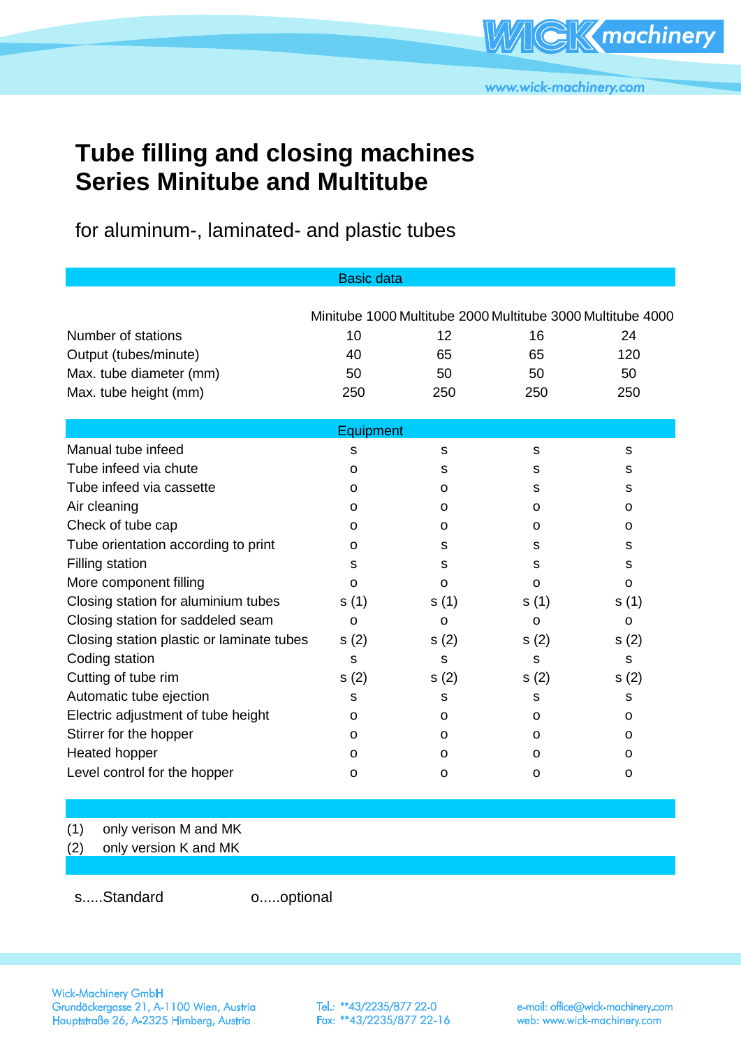# Tube filling and closing machines
# Series Minitube and Multitube

for aluminum-, laminated- and plastic tubes

| Basic data | Minitube 1000 | Multitube 2000 | Multitube 3000 | Multitube 4000 |
|---|---|---|---|---|
| Number of stations | 10 | 12 | 16 | 24 |
| Output (tubes/minute) | 40 | 65 | 65 | 120 |
| Max. tube diameter (mm) | 50 | 50 | 50 | 50 |
| Max. tube height (mm) | 250 | 250 | 250 | 250 |

| Equipment | Minitube 1000 | Multitube 2000 | Multitube 3000 | Multitube 4000 |
|---|---|---|---|---|
| Manual tube infeed | s | s | s | s |
| Tube infeed via chute | o | s | s | s |
| Tube infeed via cassette | o | o | s | s |
| Air cleaning | o | o | o | o |
| Check of tube cap | o | o | o | o |
| Tube orientation according to print | o | s | s | s |
| Filling station | s | s | s | s |
| More component filling | o | o | o | o |
| Closing station for aluminium tubes | s (1) | s (1) | s (1) | s (1) |
| Closing station for saddeled seam | o | o | o | o |
| Closing station plastic or laminate tubes | s (2) | s (2) | s (2) | s (2) |
| Coding station | s | s | s | s |
| Cutting of tube rim | s (2) | s (2) | s (2) | s (2) |
| Automatic tube ejection | s | s | s | s |
| Electric adjustment of tube height | o | o | o | o |
| Stirrer for the hopper | o | o | o | o |
| Heated hopper | o | o | o | o |
| Level control for the hopper | o | o | o | o |

(1) only verison M and MK
(2) only version K and MK

s.....Standard     o.....optional

Wick-Machinery GmbH
Grundäckergasse 21, A-1100 Wien, Austria
Hauptstraße 26, A-2325 Himberg, Austria

Tel.: **43/2235/877 22-0
Fax: **43/2235/877 22-16

e-mail: office@wick-machinery.com
web: www.wick-machinery.com